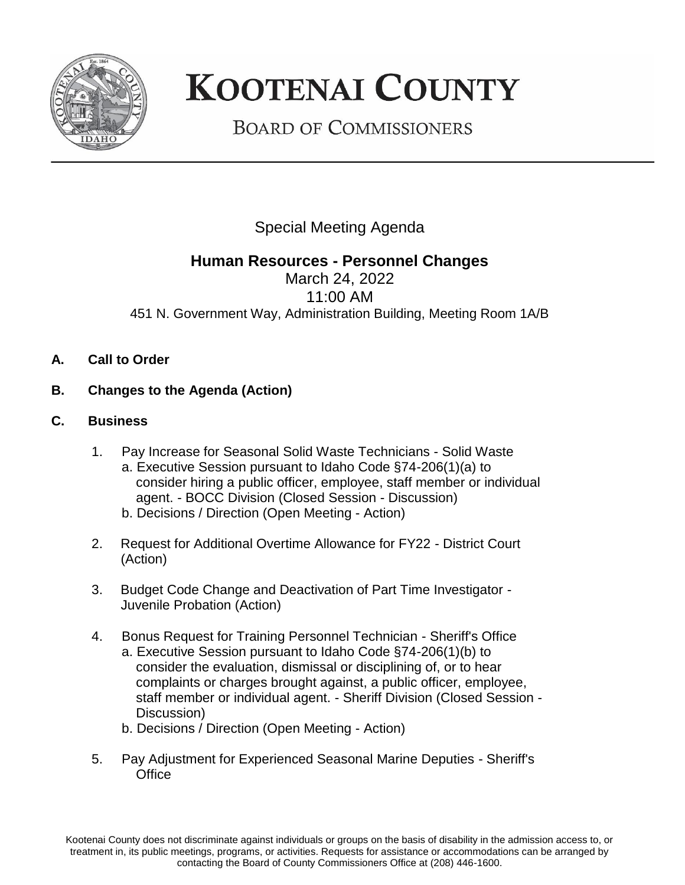# KOOTENAI COUNTY

## BOARD OF COMMISSIONERS

Special Meeting Agenda

**Human Resources - Personnel Changes**

March 24, 2022

11:00 AM

451 N. Government Way, Administration Building, Meeting Room 1A/B

**A. Call to Order**

**B. Changes to the Agenda (Action)**

**C. Business**

1. Pay Increase for Seasonal Solid Waste Technicians - Solid Waste
   a. Executive Session pursuant to Idaho Code §74-206(1)(a) to consider hiring a public officer, employee, staff member or individual agent. - BOCC Division (Closed Session - Discussion)
   b. Decisions / Direction (Open Meeting - Action)

2. Request for Additional Overtime Allowance for FY22 - District Court (Action)

3. Budget Code Change and Deactivation of Part Time Investigator - Juvenile Probation (Action)

4. Bonus Request for Training Personnel Technician - Sheriff's Office
   a. Executive Session pursuant to Idaho Code §74-206(1)(b) to consider the evaluation, dismissal or disciplining of, or to hear complaints or charges brought against, a public officer, employee, staff member or individual agent. - Sheriff Division (Closed Session - Discussion)
   b. Decisions / Direction (Open Meeting - Action)

5. Pay Adjustment for Experienced Seasonal Marine Deputies - Sheriff's Office

Kootenai County does not discriminate against individuals or groups on the basis of disability in the admission access to, or treatment in, its public meetings, programs, or activities. Requests for assistance or accommodations can be arranged by contacting the Board of County Commissioners Office at (208) 446-1600.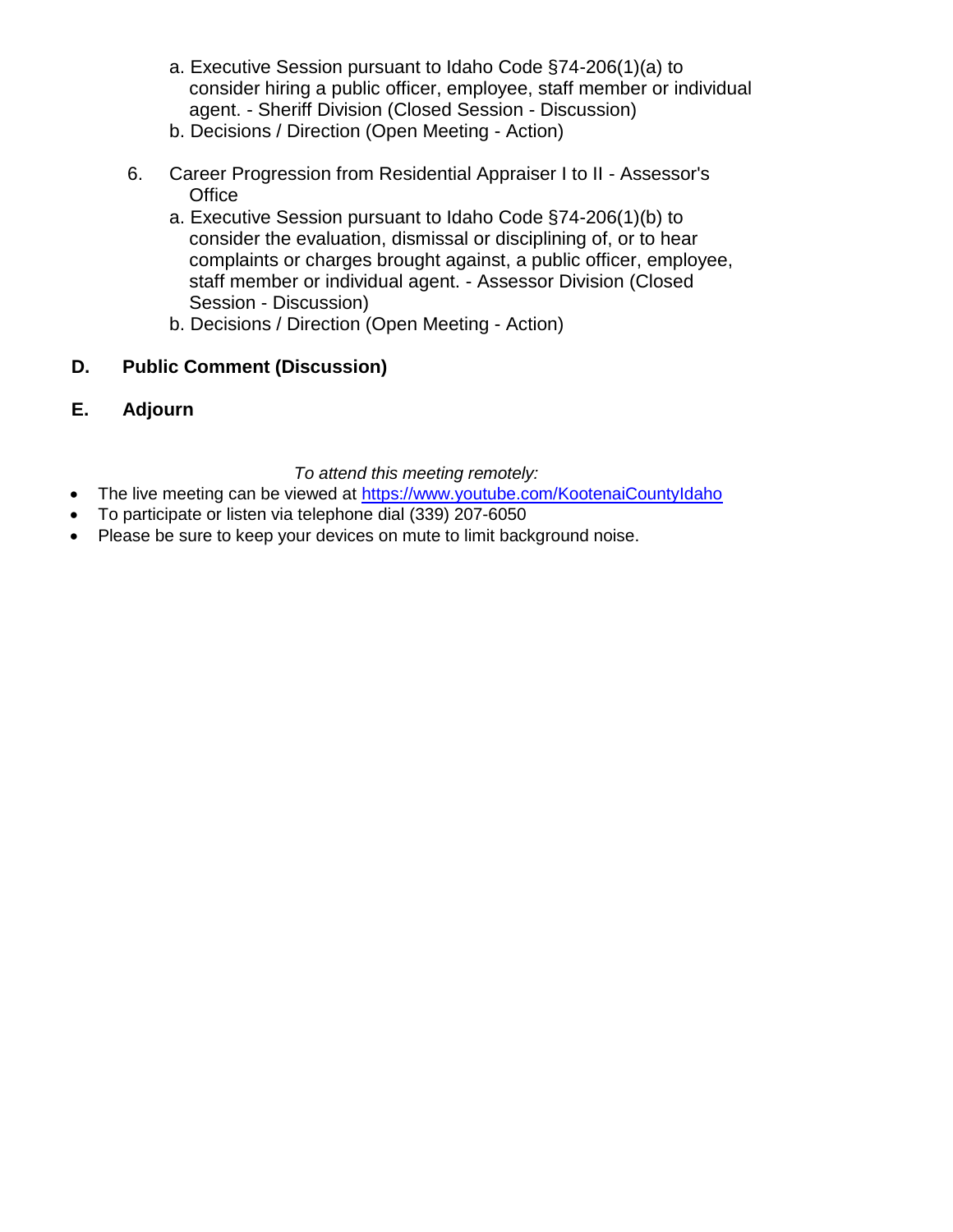a. Executive Session pursuant to Idaho Code §74-206(1)(a) to consider hiring a public officer, employee, staff member or individual agent. - Sheriff Division (Closed Session - Discussion)

b. Decisions / Direction (Open Meeting - Action)

6. Career Progression from Residential Appraiser I to II - Assessor's Office

   a. Executive Session pursuant to Idaho Code §74-206(1)(b) to consider the evaluation, dismissal or disciplining of, or to hear complaints or charges brought against, a public officer, employee, staff member or individual agent. - Assessor Division (Closed Session - Discussion)

   b. Decisions / Direction (Open Meeting - Action)

**D. Public Comment (Discussion)**

**E. Adjourn**

*To attend this meeting remotely:*

- The live meeting can be viewed at https://www.youtube.com/KootenaiCountyIdaho
- To participate or listen via telephone dial (339) 207-6050
- Please be sure to keep your devices on mute to limit background noise.